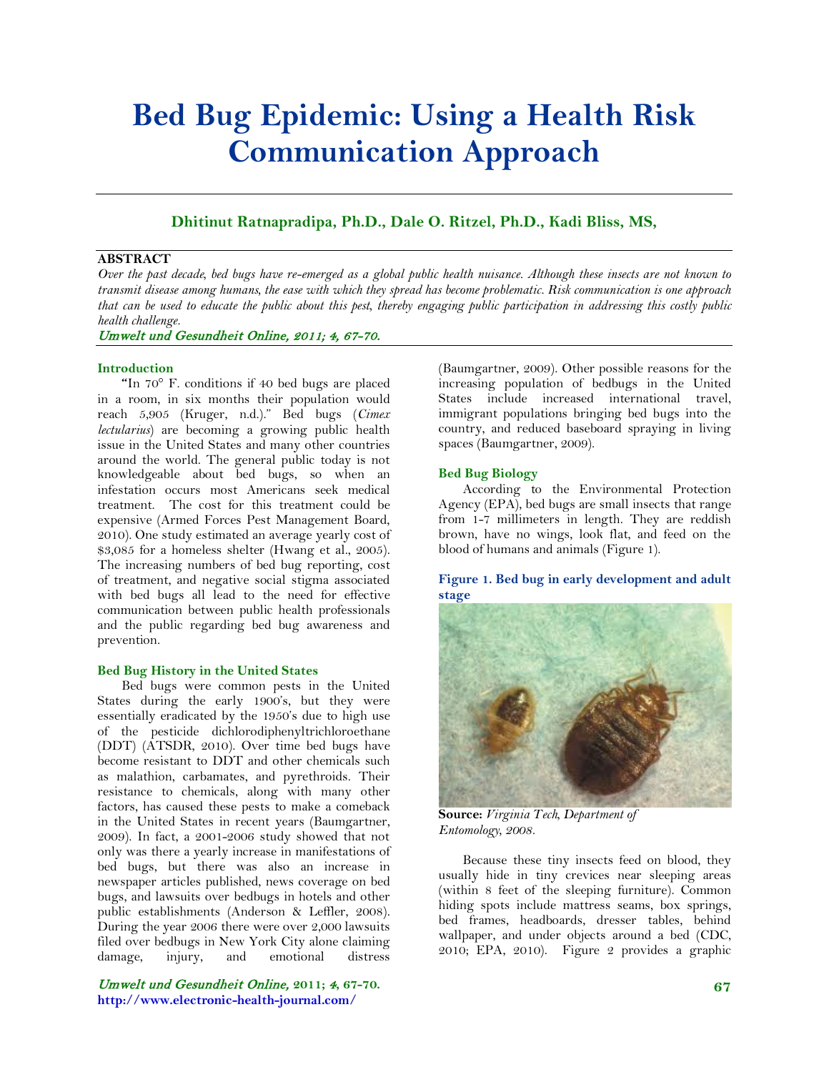# Bed Bug Epidemic: Using a Health Risk Communication Approach

**Dhitinut Ratnapradipa, Ph.D., Dale O. Ritzel, Ph.D., Kadi Bliss, MS,**

**ABSTRACT**

*Over the past decade, bed bugs have re-emerged as a global public health nuisance. Although these insects are not known to transmit disease among humans, the ease with which they spread has become problematic. Risk communication is one approach that can be used to educate the public about this pest, thereby engaging public participation in addressing this costly public health challenge.*

*Umwelt und Gesundheit Online, 2011; 4, 67-70.*

## Introduction

"In 70° F. conditions if 40 bed bugs are placed in a room, in six months their population would reach 5,905 (Kruger, n.d.)." Bed bugs (*Cimex lectularius*) are becoming a growing public health issue in the United States and many other countries around the world. The general public today is not knowledgeable about bed bugs, so when an infestation occurs most Americans seek medical treatment. The cost for this treatment could be expensive (Armed Forces Pest Management Board, 2010). One study estimated an average yearly cost of $3,085 for a homeless shelter (Hwang et al., 2005). The increasing numbers of bed bug reporting, cost of treatment, and negative social stigma associated with bed bugs all lead to the need for effective communication between public health professionals and the public regarding bed bug awareness and prevention.

## Bed Bug History in the United States

Bed bugs were common pests in the United States during the early 1900's, but they were essentially eradicated by the 1950's due to high use of the pesticide dichlorodiphenyltrichloroethane (DDT) (ATSDR, 2010). Over time bed bugs have become resistant to DDT and other chemicals such as malathion, carbamates, and pyrethroids. Their resistance to chemicals, along with many other factors, has caused these pests to make a comeback in the United States in recent years (Baumgartner, 2009). In fact, a 2001-2006 study showed that not only was there a yearly increase in manifestations of bed bugs, but there was also an increase in newspaper articles published, news coverage on bed bugs, and lawsuits over bedbugs in hotels and other public establishments (Anderson & Leffler, 2008). During the year 2006 there were over 2,000 lawsuits filed over bedbugs in New York City alone claiming damage, injury, and emotional distress (Baumgartner, 2009). Other possible reasons for the increasing population of bedbugs in the United States include increased international travel, immigrant populations bringing bed bugs into the country, and reduced baseboard spraying in living spaces (Baumgartner, 2009).

## Bed Bug Biology

According to the Environmental Protection Agency (EPA), bed bugs are small insects that range from 1-7 millimeters in length. They are reddish brown, have no wings, look flat, and feed on the blood of humans and animals (Figure 1).

**Figure 1. Bed bug in early development and adult stage**

**Source:** *Virginia Tech, Department of Entomology, 2008.*

Because these tiny insects feed on blood, they usually hide in tiny crevices near sleeping areas (within 8 feet of the sleeping furniture). Common hiding spots include mattress seams, box springs, bed frames, headboards, dresser tables, behind wallpaper, and under objects around a bed (CDC, 2010; EPA, 2010). Figure 2 provides a graphic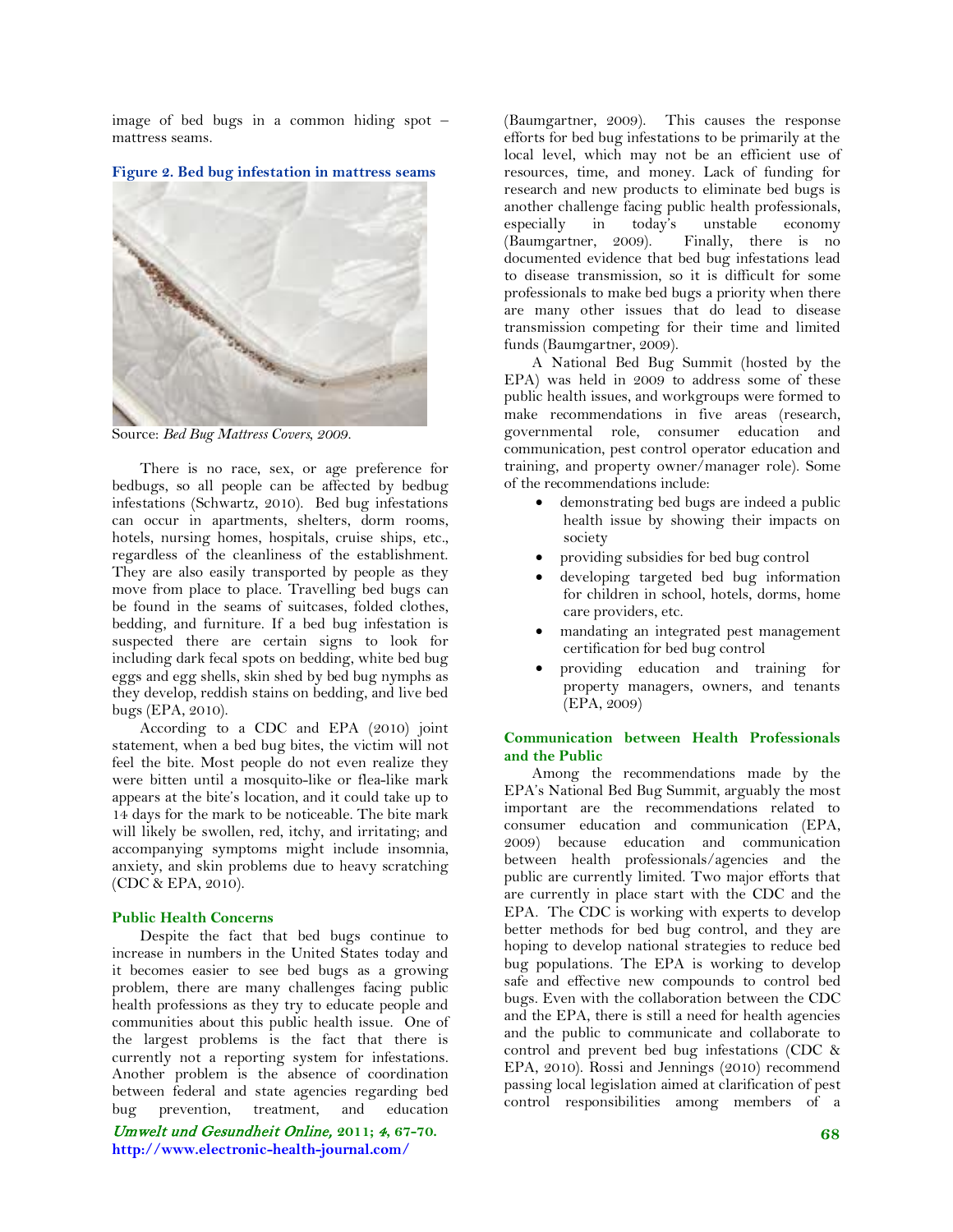image of bed bugs in a common hiding spot – mattress seams.

**Figure 2. Bed bug infestation in mattress seams**

Source: *Bed Bug Mattress Covers, 2009.*

There is no race, sex, or age preference for bedbugs, so all people can be affected by bedbug infestations (Schwartz, 2010). Bed bug infestations can occur in apartments, shelters, dorm rooms, hotels, nursing homes, hospitals, cruise ships, etc., regardless of the cleanliness of the establishment. They are also easily transported by people as they move from place to place. Travelling bed bugs can be found in the seams of suitcases, folded clothes, bedding, and furniture. If a bed bug infestation is suspected there are certain signs to look for including dark fecal spots on bedding, white bed bug eggs and egg shells, skin shed by bed bug nymphs as they develop, reddish stains on bedding, and live bed bugs (EPA, 2010).

According to a CDC and EPA (2010) joint statement, when a bed bug bites, the victim will not feel the bite. Most people do not even realize they were bitten until a mosquito-like or flea-like mark appears at the bite's location, and it could take up to 14 days for the mark to be noticeable. The bite mark will likely be swollen, red, itchy, and irritating; and accompanying symptoms might include insomnia, anxiety, and skin problems due to heavy scratching (CDC & EPA, 2010).

### Public Health Concerns

Despite the fact that bed bugs continue to increase in numbers in the United States today and it becomes easier to see bed bugs as a growing problem, there are many challenges facing public health professions as they try to educate people and communities about this public health issue. One of the largest problems is the fact that there is currently not a reporting system for infestations. Another problem is the absence of coordination between federal and state agencies regarding bed bug prevention, treatment, and education (Baumgartner, 2009). This causes the response efforts for bed bug infestations to be primarily at the local level, which may not be an efficient use of resources, time, and money. Lack of funding for research and new products to eliminate bed bugs is another challenge facing public health professionals, especially in today's unstable economy (Baumgartner, 2009). Finally, there is no documented evidence that bed bug infestations lead to disease transmission, so it is difficult for some professionals to make bed bugs a priority when there are many other issues that do lead to disease transmission competing for their time and limited funds (Baumgartner, 2009).

A National Bed Bug Summit (hosted by the EPA) was held in 2009 to address some of these public health issues, and workgroups were formed to make recommendations in five areas (research, governmental role, consumer education and communication, pest control operator education and training, and property owner/manager role). Some of the recommendations include:

- demonstrating bed bugs are indeed a public health issue by showing their impacts on society
- providing subsidies for bed bug control
- developing targeted bed bug information for children in school, hotels, dorms, home care providers, etc.
- mandating an integrated pest management certification for bed bug control
- providing education and training for property managers, owners, and tenants (EPA, 2009)

### Communication between Health Professionals and the Public

Among the recommendations made by the EPA's National Bed Bug Summit, arguably the most important are the recommendations related to consumer education and communication (EPA, 2009) because education and communication between health professionals/agencies and the public are currently limited. Two major efforts that are currently in place start with the CDC and the EPA. The CDC is working with experts to develop better methods for bed bug control, and they are hoping to develop national strategies to reduce bed bug populations. The EPA is working to develop safe and effective new compounds to control bed bugs. Even with the collaboration between the CDC and the EPA, there is still a need for health agencies and the public to communicate and collaborate to control and prevent bed bug infestations (CDC & EPA, 2010). Rossi and Jennings (2010) recommend passing local legislation aimed at clarification of pest control responsibilities among members of a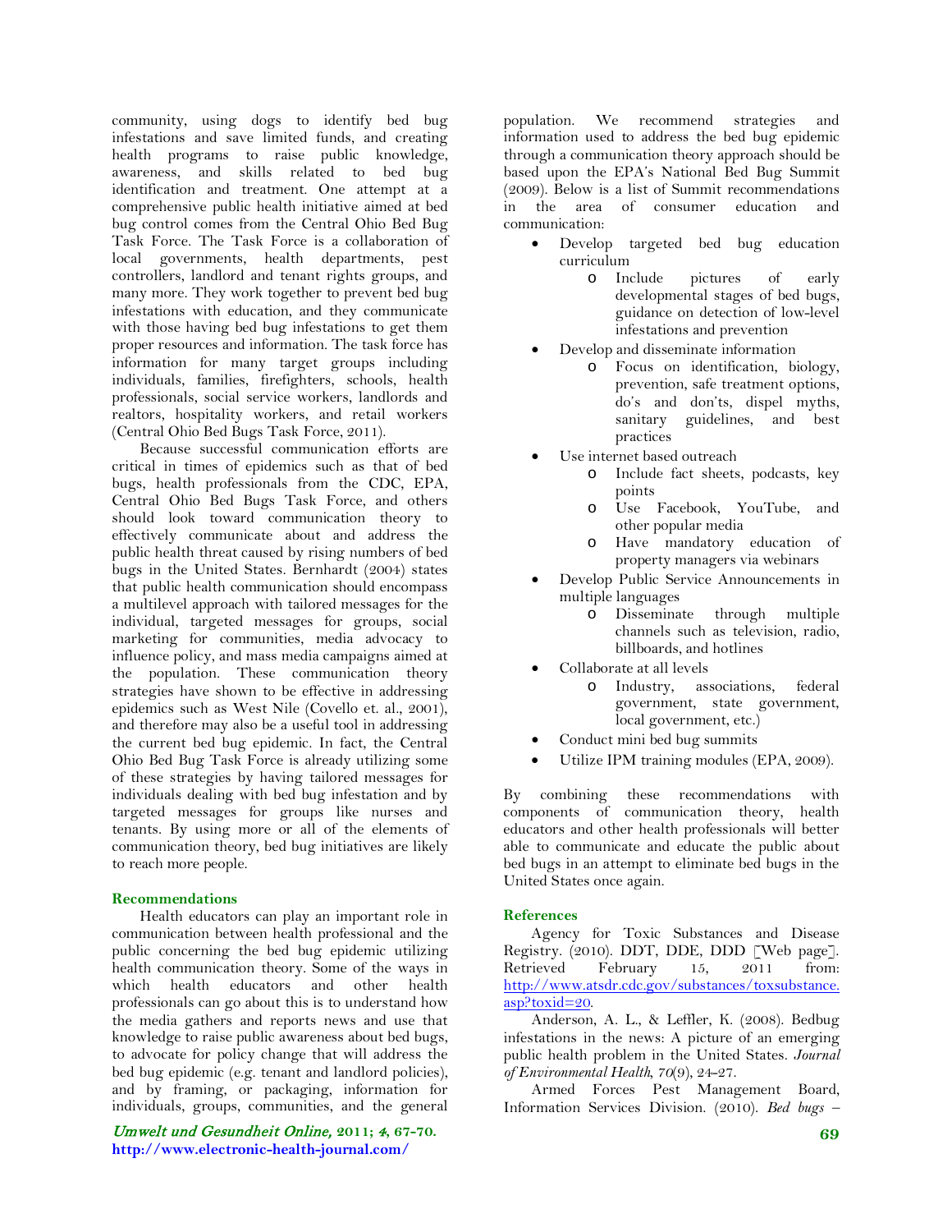community, using dogs to identify bed bug infestations and save limited funds, and creating health programs to raise public knowledge, awareness, and skills related to bed bug identification and treatment. One attempt at a comprehensive public health initiative aimed at bed bug control comes from the Central Ohio Bed Bug Task Force. The Task Force is a collaboration of local governments, health departments, pest controllers, landlord and tenant rights groups, and many more. They work together to prevent bed bug infestations with education, and they communicate with those having bed bug infestations to get them proper resources and information. The task force has information for many target groups including individuals, families, firefighters, schools, health professionals, social service workers, landlords and realtors, hospitality workers, and retail workers (Central Ohio Bed Bugs Task Force, 2011).

Because successful communication efforts are critical in times of epidemics such as that of bed bugs, health professionals from the CDC, EPA, Central Ohio Bed Bugs Task Force, and others should look toward communication theory to effectively communicate about and address the public health threat caused by rising numbers of bed bugs in the United States. Bernhardt (2004) states that public health communication should encompass a multilevel approach with tailored messages for the individual, targeted messages for groups, social marketing for communities, media advocacy to influence policy, and mass media campaigns aimed at the population. These communication theory strategies have shown to be effective in addressing epidemics such as West Nile (Covello et. al., 2001), and therefore may also be a useful tool in addressing the current bed bug epidemic. In fact, the Central Ohio Bed Bug Task Force is already utilizing some of these strategies by having tailored messages for individuals dealing with bed bug infestation and by targeted messages for groups like nurses and tenants. By using more or all of the elements of communication theory, bed bug initiatives are likely to reach more people.

## Recommendations

Health educators can play an important role in communication between health professional and the public concerning the bed bug epidemic utilizing health communication theory. Some of the ways in which health educators and other health professionals can go about this is to understand how the media gathers and reports news and use that knowledge to raise public awareness about bed bugs, to advocate for policy change that will address the bed bug epidemic (e.g. tenant and landlord policies), and by framing, or packaging, information for individuals, groups, communities, and the general population. We recommend strategies and information used to address the bed bug epidemic through a communication theory approach should be based upon the EPA's National Bed Bug Summit (2009). Below is a list of Summit recommendations in the area of consumer education and communication:

- Develop targeted bed bug education curriculum
    - Include pictures of early developmental stages of bed bugs, guidance on detection of low-level infestations and prevention
- Develop and disseminate information
    - Focus on identification, biology, prevention, safe treatment options, do's and don'ts, dispel myths, sanitary guidelines, and best practices
- Use internet based outreach
    - Include fact sheets, podcasts, key points
    - Use Facebook, YouTube, and other popular media
    - Have mandatory education of property managers via webinars
- Develop Public Service Announcements in multiple languages
    - Disseminate through multiple channels such as television, radio, billboards, and hotlines
- Collaborate at all levels
    - Industry, associations, federal government, state government, local government, etc.)
- Conduct mini bed bug summits
- Utilize IPM training modules (EPA, 2009).

By combining these recommendations with components of communication theory, health educators and other health professionals will better able to communicate and educate the public about bed bugs in an attempt to eliminate bed bugs in the United States once again.

## References

Agency for Toxic Substances and Disease Registry. (2010). DDT, DDE, DDD [Web page]. Retrieved February 15, 2011 from: http://www.atsdr.cdc.gov/substances/toxsubstance.asp?toxid=20.

Anderson, A. L., & Leffler, K. (2008). Bedbug infestations in the news: A picture of an emerging public health problem in the United States. *Journal of Environmental Health*, *70*(9), 24-27.

Armed Forces Pest Management Board, Information Services Division. (2010). *Bed bugs –*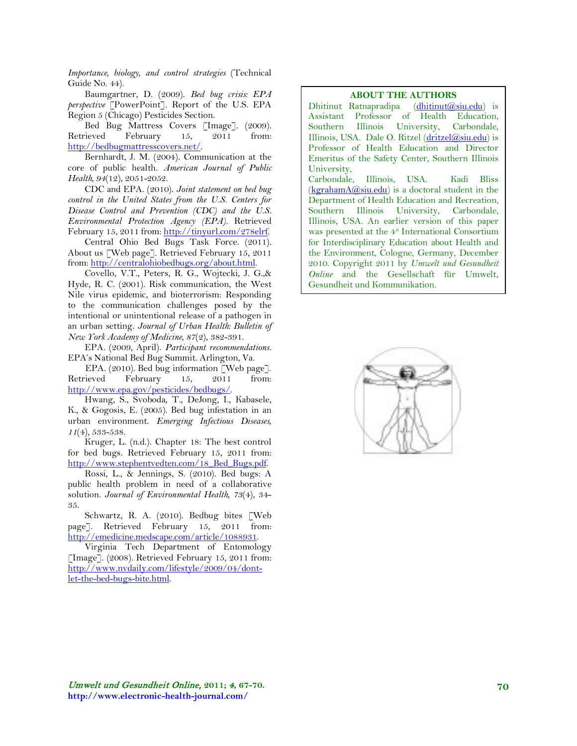*Importance, biology, and control strategies* (Technical Guide No. 44).

Baumgartner, D. (2009). *Bed bug crisis: EPA perspective* [PowerPoint]. Report of the U.S. EPA Region 5 (Chicago) Pesticides Section.

Bed Bug Mattress Covers [Image]. (2009). Retrieved February 15, 2011 from: http://bedbugmattresscovers.net/.

Bernhardt, J. M. (2004). Communication at the core of public health. *American Journal of Public Health, 94*(12), 2051-2052.

CDC and EPA. (2010). *Joint statement on bed bug control in the United States from the U.S. Centers for Disease Control and Prevention (CDC) and the U.S. Environmental Protection Agency (EPA).* Retrieved February 15, 2011 from: http://tinyurl.com/278elrf.

Central Ohio Bed Bugs Task Force. (2011). About us [Web page]. Retrieved February 15, 2011 from: http://centralohiobedbugs.org/about.html.

Covello, V.T., Peters, R. G., Wojtecki, J. G.,& Hyde, R. C. (2001). Risk communication, the West Nile virus epidemic, and bioterrorism: Responding to the communication challenges posed by the intentional or unintentional release of a pathogen in an urban setting. *Journal of Urban Health: Bulletin of New York Academy of Medicine, 87*(2), 382-391.

EPA. (2009, April). *Participant recommendations.* EPA's National Bed Bug Summit. Arlington, Va.

EPA. (2010). Bed bug information [Web page]. Retrieved February 15, 2011 from: http://www.epa.gov/pesticides/bedbugs/.

Hwang, S., Svoboda, T., DeJong, I., Kabasele, K., & Gogosis, E. (2005). Bed bug infestation in an urban environment. *Emerging Infectious Diseases, 11*(4), 533-538.

Kruger, L. (n.d.). Chapter 18: The best control for bed bugs. Retrieved February 15, 2011 from: http://www.stephentvedten.com/18_Bed_Bugs.pdf.

Rossi, L., & Jennings, S. (2010). Bed bugs: A public health problem in need of a collaborative solution. *Journal of Environmental Health, 73*(4), 34-35.

Schwartz, R. A. (2010). Bedbug bites [Web page]. Retrieved February 15, 2011 from: http://emedicine.medscape.com/article/1088931.

Virginia Tech Department of Entomology [Image]. (2008). Retrieved February 15, 2011 from: http://www.nvdaily.com/lifestyle/2009/04/dont-let-the-bed-bugs-bite.html.

**ABOUT THE AUTHORS**

Dhitinut Ratnapradipa (dhitinut@siu.edu) is Assistant Professor of Health Education, Southern Illinois University, Carbondale, Illinois, USA. Dale O. Ritzel (dritzel@siu.edu) is Professor of Health Education and Director Emeritus of the Safety Center, Southern Illinois University, Carbondale, Illinois, USA. Kadi Bliss (kgrahamA@siu.edu) is a doctoral student in the Department of Health Education and Recreation, Southern Illinois University, Carbondale, Illinois, USA. An earlier version of this paper was presented at the 4th International Consortium for Interdisciplinary Education about Health and the Environment, Cologne, Germany, December 2010. Copyright 2011 by *Umwelt und Gesundheit Online* and the Gesellschaft für Umwelt, Gesundheit und Kommunikation.